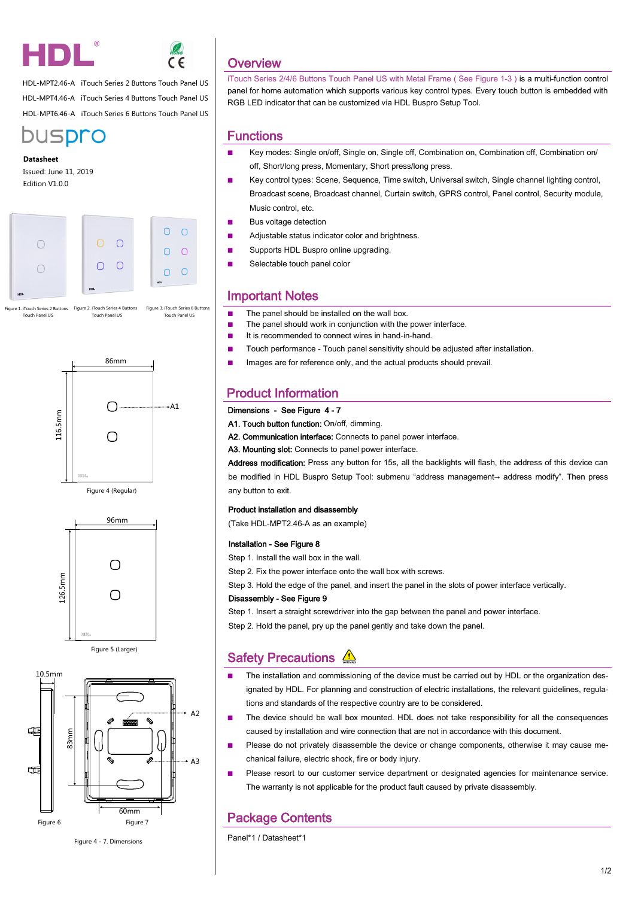HDL-MPT2.46-A iTouch Series 2 Buttons Touch Panel US

HDL-MPT4.46-A iTouch Series 4 Buttons Touch Panel US

HDL-MPT6.46-A iTouch Series 6 Buttons Touch Panel US

**Datasheet**

Issued: June 11, 2019

Edition V1.0.0

Figure 1. iTouch Series 2 Buttons Touch Panel US

Figure 2. iTouch Series 4 Buttons Touch Panel US

Figure 3. iTouch Series 6 Buttons Touch Panel US

Figure 4 (Regular)

Figure 5 (Larger)

Figure 6

Figure 7

Figure 4 - 7. Dimensions

## Overview

iTouch Series 2/4/6 Buttons Touch Panel US with Metal Frame ( See Figure 1-3 ) is a multi-function control panel for home automation which supports various key control types. Every touch button is embedded with RGB LED indicator that can be customized via HDL Buspro Setup Tool.

## Functions

- Key modes: Single on/off, Single on, Single off, Combination on, Combination off, Combination on/off, Short/long press, Momentary, Short press/long press.
- Key control types: Scene, Sequence, Time switch, Universal switch, Single channel lighting control, Broadcast scene, Broadcast channel, Curtain switch, GPRS control, Panel control, Security module, Music control, etc.
- Bus voltage detection
- Adjustable status indicator color and brightness.
- Supports HDL Buspro online upgrading.
- Selectable touch panel color

## Important Notes

- The panel should be installed on the wall box.
- The panel should work in conjunction with the power interface.
- It is recommended to connect wires in hand-in-hand.
- Touch performance - Touch panel sensitivity should be adjusted after installation.
- Images are for reference only, and the actual products should prevail.

## Product Information

**Dimensions - See Figure 4 - 7**

**A1. Touch button function:** On/off, dimming.

**A2. Communication interface:** Connects to panel power interface.

**A3. Mounting slot:** Connects to panel power interface.

**Address modification:** Press any button for 15s, all the backlights will flash, the address of this device can be modified in HDL Buspro Setup Tool: submenu "address management→ address modify". Then press any button to exit.

**Product installation and disassembly**

(Take HDL-MPT2.46-A as an example)

**Installation - See Figure 8**

Step 1. Install the wall box in the wall.

Step 2. Fix the power interface onto the wall box with screws.

Step 3. Hold the edge of the panel, and insert the panel in the slots of power interface vertically.

**Disassembly - See Figure 9**

Step 1. Insert a straight screwdriver into the gap between the panel and power interface.

Step 2. Hold the panel, pry up the panel gently and take down the panel.

## Safety Precautions

- The installation and commissioning of the device must be carried out by HDL or the organization designated by HDL. For planning and construction of electric installations, the relevant guidelines, regulations and standards of the respective country are to be considered.
- The device should be wall box mounted. HDL does not take responsibility for all the consequences caused by installation and wire connection that are not in accordance with this document.
- Please do not privately disassemble the device or change components, otherwise it may cause mechanical failure, electric shock, fire or body injury.
- Please resort to our customer service department or designated agencies for maintenance service. The warranty is not applicable for the product fault caused by private disassembly.

## Package Contents

Panel*1 / Datasheet*1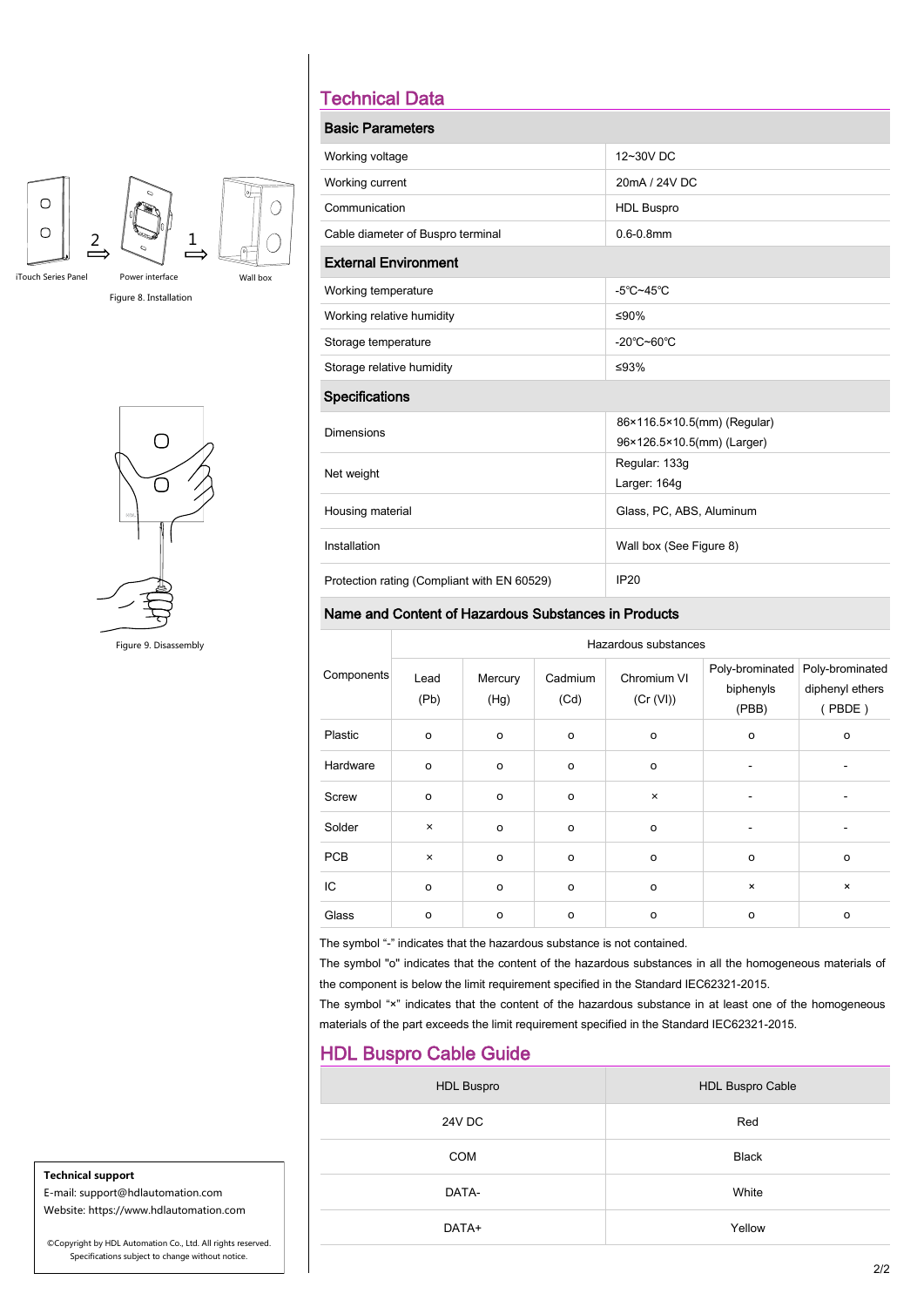iTouch Series Panel

Power interface

Wall box

Figure 8. Installation

Figure 9. Disassembly

## Technical Data

| Basic Parameters | |
|---|---|
| Working voltage | 12~30V DC |
| Working current | 20mA / 24V DC |
| Communication | HDL Buspro |
| Cable diameter of Buspro terminal | 0.6-0.8mm |
| **External Environment** | |
| Working temperature | -5℃~45℃ |
| Working relative humidity | ≤90% |
| Storage temperature | -20℃~60℃ |
| Storage relative humidity | ≤93% |
| **Specifications** | |
| Dimensions | 86×116.5×10.5(mm) (Regular)<br>96×126.5×10.5(mm) (Larger) |
| Net weight | Regular: 133g<br>Larger: 164g |
| Housing material | Glass, PC, ABS, Aluminum |
| Installation | Wall box (See Figure 8) |
| Protection rating (Compliant with EN 60529) | IP20 |

### Name and Content of Hazardous Substances in Products

| Components | Hazardous substances | | | | | |
|---|---|---|---|---|---|---|
| | Lead (Pb) | Mercury (Hg) | Cadmium (Cd) | Chromium VI (Cr (VI)) | Poly-brominated biphenyls (PBB) | Poly-brominated diphenyl ethers ( PBDE ) |
| Plastic | o | o | o | o | o | o |
| Hardware | o | o | o | o | - | - |
| Screw | o | o | o | × | - | - |
| Solder | × | o | o | o | - | - |
| PCB | × | o | o | o | o | o |
| IC | o | o | o | o | × | × |
| Glass | o | o | o | o | o | o |

The symbol "-" indicates that the hazardous substance is not contained.

The symbol "o" indicates that the content of the hazardous substances in all the homogeneous materials of the component is below the limit requirement specified in the Standard IEC62321-2015.

The symbol "×" indicates that the content of the hazardous substance in at least one of the homogeneous materials of the part exceeds the limit requirement specified in the Standard IEC62321-2015.

## HDL Buspro Cable Guide

| HDL Buspro | HDL Buspro Cable |
|---|---|
| 24V DC | Red |
| COM | Black |
| DATA- | White |
| DATA+ | Yellow |

**Technical support**
E-mail: support@hdlautomation.com
Website: https://www.hdlautomation.com

©Copyright by HDL Automation Co., Ltd. All rights reserved.
Specifications subject to change without notice.